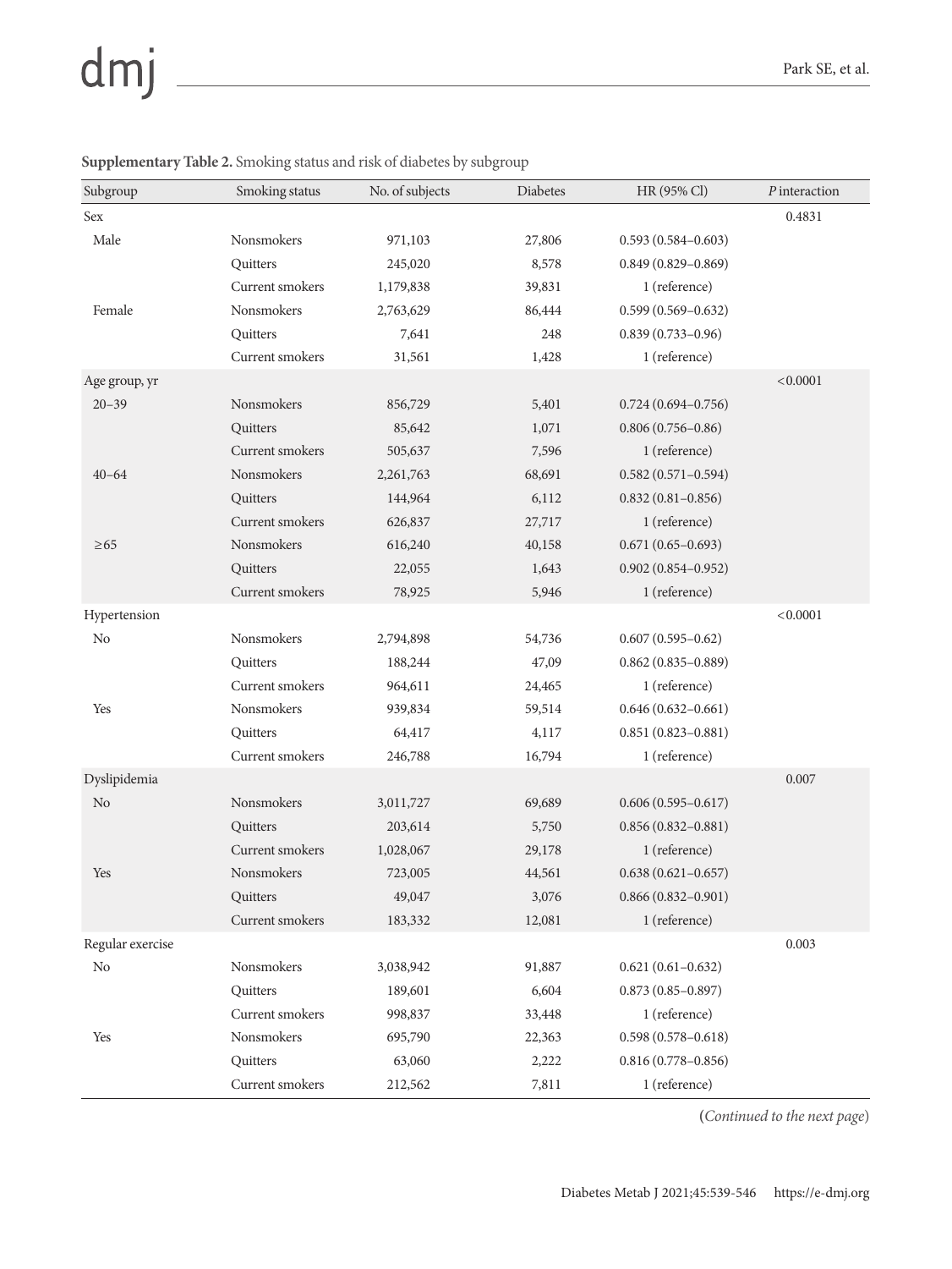**Supplementary Table 2.** Smoking status and risk of diabetes by subgroup

| Subgroup | Smoking status | No. of subjects | Diabetes | HR (95% Cl) | *P* interaction |
|---|---|---|---|---|---|
| Sex | | | | | 0.4831 |
| Male | Nonsmokers | 971,103 | 27,806 | 0.593 (0.584–0.603) | |
| | Quitters | 245,020 | 8,578 | 0.849 (0.829–0.869) | |
| | Current smokers | 1,179,838 | 39,831 | 1 (reference) | |
| Female | Nonsmokers | 2,763,629 | 86,444 | 0.599 (0.569–0.632) | |
| | Quitters | 7,641 | 248 | 0.839 (0.733–0.96) | |
| | Current smokers | 31,561 | 1,428 | 1 (reference) | |
| Age group, yr | | | | | <0.0001 |
| 20–39 | Nonsmokers | 856,729 | 5,401 | 0.724 (0.694–0.756) | |
| | Quitters | 85,642 | 1,071 | 0.806 (0.756–0.86) | |
| | Current smokers | 505,637 | 7,596 | 1 (reference) | |
| 40–64 | Nonsmokers | 2,261,763 | 68,691 | 0.582 (0.571–0.594) | |
| | Quitters | 144,964 | 6,112 | 0.832 (0.81–0.856) | |
| | Current smokers | 626,837 | 27,717 | 1 (reference) | |
| ≥65 | Nonsmokers | 616,240 | 40,158 | 0.671 (0.65–0.693) | |
| | Quitters | 22,055 | 1,643 | 0.902 (0.854–0.952) | |
| | Current smokers | 78,925 | 5,946 | 1 (reference) | |
| Hypertension | | | | | <0.0001 |
| No | Nonsmokers | 2,794,898 | 54,736 | 0.607 (0.595–0.62) | |
| | Quitters | 188,244 | 47,09 | 0.862 (0.835–0.889) | |
| | Current smokers | 964,611 | 24,465 | 1 (reference) | |
| Yes | Nonsmokers | 939,834 | 59,514 | 0.646 (0.632–0.661) | |
| | Quitters | 64,417 | 4,117 | 0.851 (0.823–0.881) | |
| | Current smokers | 246,788 | 16,794 | 1 (reference) | |
| Dyslipidemia | | | | | 0.007 |
| No | Nonsmokers | 3,011,727 | 69,689 | 0.606 (0.595–0.617) | |
| | Quitters | 203,614 | 5,750 | 0.856 (0.832–0.881) | |
| | Current smokers | 1,028,067 | 29,178 | 1 (reference) | |
| Yes | Nonsmokers | 723,005 | 44,561 | 0.638 (0.621–0.657) | |
| | Quitters | 49,047 | 3,076 | 0.866 (0.832–0.901) | |
| | Current smokers | 183,332 | 12,081 | 1 (reference) | |
| Regular exercise | | | | | 0.003 |
| No | Nonsmokers | 3,038,942 | 91,887 | 0.621 (0.61–0.632) | |
| | Quitters | 189,601 | 6,604 | 0.873 (0.85–0.897) | |
| | Current smokers | 998,837 | 33,448 | 1 (reference) | |
| Yes | Nonsmokers | 695,790 | 22,363 | 0.598 (0.578–0.618) | |
| | Quitters | 63,060 | 2,222 | 0.816 (0.778–0.856) | |
| | Current smokers | 212,562 | 7,811 | 1 (reference) | |

(*Continued to the next page*)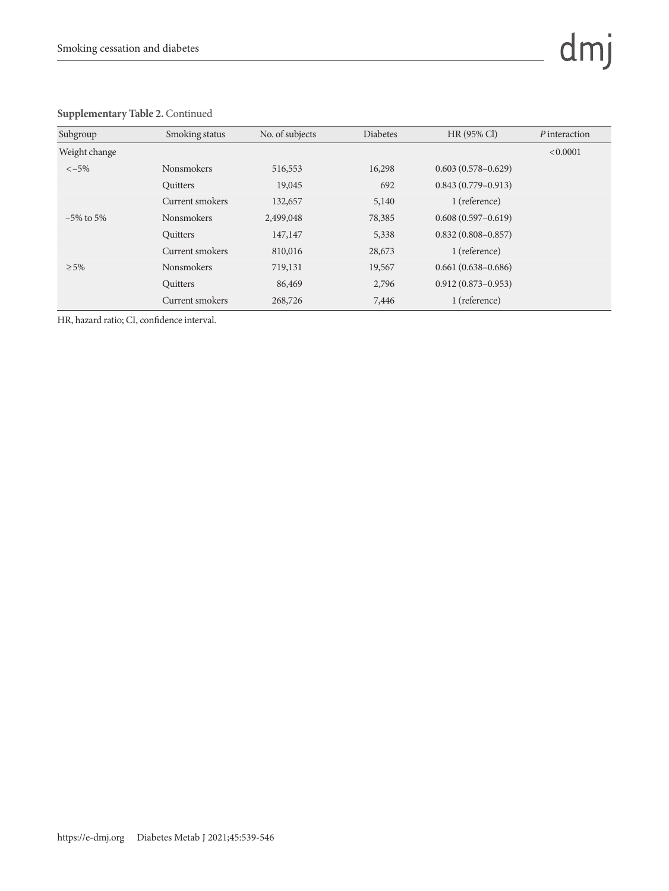**Supplementary Table 2.** Continued

| Subgroup | Smoking status | No. of subjects | Diabetes | HR (95% CI) | *P* interaction |
|---|---|---|---|---|---|
| Weight change | | | | | <0.0001 |
| <−5% | Nonsmokers | 516,553 | 16,298 | 0.603 (0.578–0.629) | |
| | Quitters | 19,045 | 692 | 0.843 (0.779–0.913) | |
| | Current smokers | 132,657 | 5,140 | 1 (reference) | |
| −5% to 5% | Nonsmokers | 2,499,048 | 78,385 | 0.608 (0.597–0.619) | |
| | Quitters | 147,147 | 5,338 | 0.832 (0.808–0.857) | |
| | Current smokers | 810,016 | 28,673 | 1 (reference) | |
| ≥5% | Nonsmokers | 719,131 | 19,567 | 0.661 (0.638–0.686) | |
| | Quitters | 86,469 | 2,796 | 0.912 (0.873–0.953) | |
| | Current smokers | 268,726 | 7,446 | 1 (reference) | |

HR, hazard ratio; CI, confidence interval.